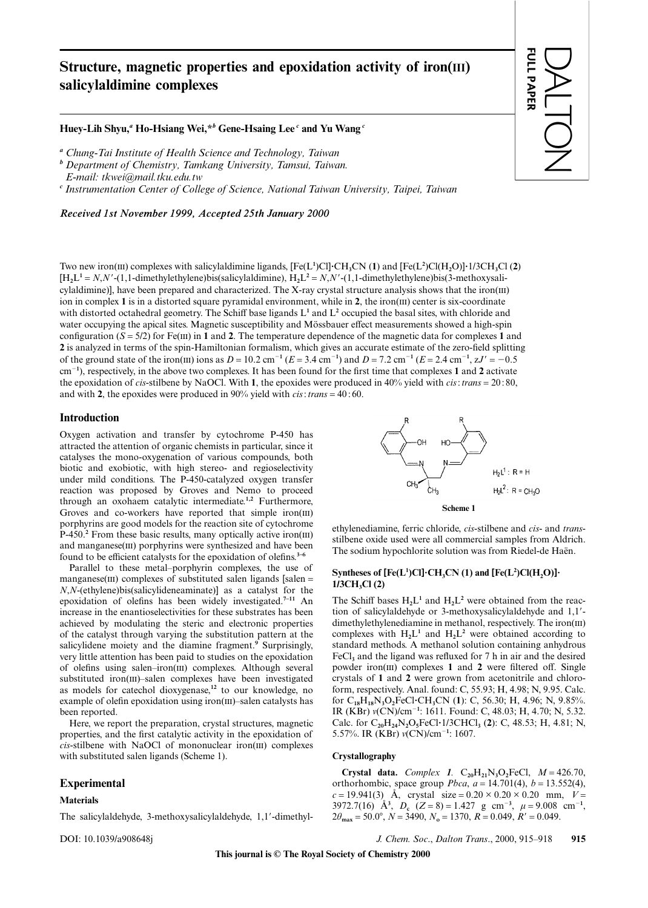# Structure, magnetic properties and epoxidation activity of iron(III) salicylaldimine complexes

**Huey-Lih Shyu,[a] Ho-Hsiang Wei,*[b] Gene-Hsaing Lee[c] and Yu Wang[c]**

[a] *Chung-Tai Institute of Health Science and Technology, Taiwan*
[b] *Department of Chemistry, Tamkang University, Tamsui, Taiwan. E-mail: tkwei@mail.tku.edu.tw*
[c] *Instrumentation Center of College of Science, National Taiwan University, Taipei, Taiwan*

*Received 1st November 1999, Accepted 25th January 2000*

Two new iron(III) complexes with salicylaldimine ligands, $[Fe(L^1)Cl]\cdot CH_3CN$ (**1**) and $[Fe(L^2)Cl(H_2O)]\cdot 1/3CH_3Cl$ (**2**) [$H_2L^1$ = *N*,*N′*-(1,1-dimethylethylene)bis(salicylaldimine), $H_2L^2$ = *N*,*N′*-(1,1-dimethylethylene)bis(3-methoxysalicylaldimine)], have been prepared and characterized. The X-ray crystal structure analysis shows that the iron(III) ion in complex **1** is in a distorted square pyramidal environment, while in **2**, the iron(III) center is six-coordinate with distorted octahedral geometry. The Schiff base ligands $L^1$ and $L^2$ occupied the basal sites, with chloride and water occupying the apical sites. Magnetic susceptibility and Mössbauer effect measurements showed a high-spin configuration ($S = 5/2$) for Fe(III) in **1** and **2**. The temperature dependence of the magnetic data for complexes **1** and **2** is analyzed in terms of the spin-Hamiltonian formalism, which gives an accurate estimate of the zero-field splitting of the ground state of the iron(III) ions as $D = 10.2$ cm$^{-1}$ ($E = 3.4$ cm$^{-1}$) and $D = 7.2$ cm$^{-1}$ ($E = 2.4$ cm$^{-1}$, $zJ' = -0.5$ cm$^{-1}$), respectively, in the above two complexes. It has been found for the first time that complexes **1** and **2** activate the epoxidation of *cis*-stilbene by NaOCl. With **1**, the epoxides were produced in 40% yield with *cis* : *trans* = 20 : 80, and with **2**, the epoxides were produced in 90% yield with *cis* : *trans* = 40 : 60.

## Introduction

Oxygen activation and transfer by cytochrome P-450 has attracted the attention of organic chemists in particular, since it catalyses the mono-oxygenation of various compounds, both biotic and exobiotic, with high stereo- and regioselectivity under mild conditions. The P-450-catalyzed oxygen transfer reaction was proposed by Groves and Nemo to proceed through an oxohaem catalytic intermediate.[1,2] Furthermore, Groves and co-workers have reported that simple iron(III) porphyrins are good models for the reaction site of cytochrome P-450.[2] From these basic results, many optically active iron(III) and manganese(III) porphyrins were synthesized and have been found to be efficient catalysts for the epoxidation of olefins.[3–6]

Parallel to these metal–porphyrin complexes, the use of manganese(III) complexes of substituted salen ligands [salen = *N*,*N*-(ethylene)bis(salicylideneaminate)] as a catalyst for the epoxidation of olefins has been widely investigated.[7–11] An increase in the enantioselectivities for these substrates has been achieved by modulating the steric and electronic properties of the catalyst through varying the substitution pattern at the salicylidene moiety and the diamine fragment.[9] Surprisingly, very little attention has been paid to studies on the epoxidation of olefins using salen–iron(III) complexes. Although several substituted iron(III)–salen complexes have been investigated as models for catechol dioxygenase,[12] to our knowledge, no example of olefin epoxidation using iron(III)–salen catalysts has been reported.

Here, we report the preparation, crystal structures, magnetic properties, and the first catalytic activity in the epoxidation of *cis*-stilbene with NaOCl of mononuclear iron(III) complexes with substituted salen ligands (Scheme 1).

$H_2L^1$ : R = H
$H_2L^2$ : R = $CH_3O$

**Scheme 1**

## Experimental

### Materials

The salicylaldehyde, 3-methoxysalicylaldehyde, 1,1′-dimethylethylenediamine, ferric chloride, *cis*-stilbene and *cis*- and *trans*-stilbene oxide used were all commercial samples from Aldrich. The sodium hypochlorite solution was from Riedel-de Haën.

### Syntheses of $[Fe(L^1)Cl]\cdot CH_3CN$ (1) and $[Fe(L^2)Cl(H_2O)]\cdot 1/3CH_3Cl$ (2)

The Schiff bases $H_2L^1$ and $H_2L^2$ were obtained from the reaction of salicylaldehyde or 3-methoxysalicylaldehyde and 1,1′-dimethylethylenediamine in methanol, respectively. The iron(III) complexes with $H_2L^1$ and $H_2L^2$ were obtained according to standard methods. A methanol solution containing anhydrous $FeCl_3$ and the ligand was refluxed for 7 h in air and the desired powder iron(III) complexes **1** and **2** were filtered off. Single crystals of **1** and **2** were grown from acetonitrile and chloroform, respectively. Anal. found: C, 55.93; H, 4.98; N, 9.95. Calc. for $C_{18}H_{18}N_2O_2FeCl\cdot CH_3CN$ (**1**): C, 56.30; H, 4.96; N, 9.85%. IR (KBr) $\nu$(CN)/cm$^{-1}$: 1611. Found: C, 48.03; H, 4.70; N, 5.32. Calc. for $C_{20}H_{24}N_2O_5FeCl\cdot 1/3CHCl_3$ (**2**): C, 48.53; H, 4.81; N, 5.57%. IR (KBr) $\nu$(CN)/cm$^{-1}$: 1607.

### Crystallography

**Crystal data.** *Complex 1.* $C_{20}H_{21}N_3O_2FeCl$, $M = 426.70$, orthorhombic, space group *Pbca*, $a = 14.701(4)$, $b = 13.552(4)$, $c = 19.941(3)$ Å, crystal size = 0.20 × 0.20 × 0.20 mm, $V = 3972.7(16)$ Å$^3$, $D_c$ ($Z = 8$) = 1.427 g cm$^{-3}$, $\mu = 9.008$ cm$^{-1}$, $2\theta_{max} = 50.0°$, $N = 3490$, $N_o = 1370$, $R = 0.049$, $R' = 0.049$.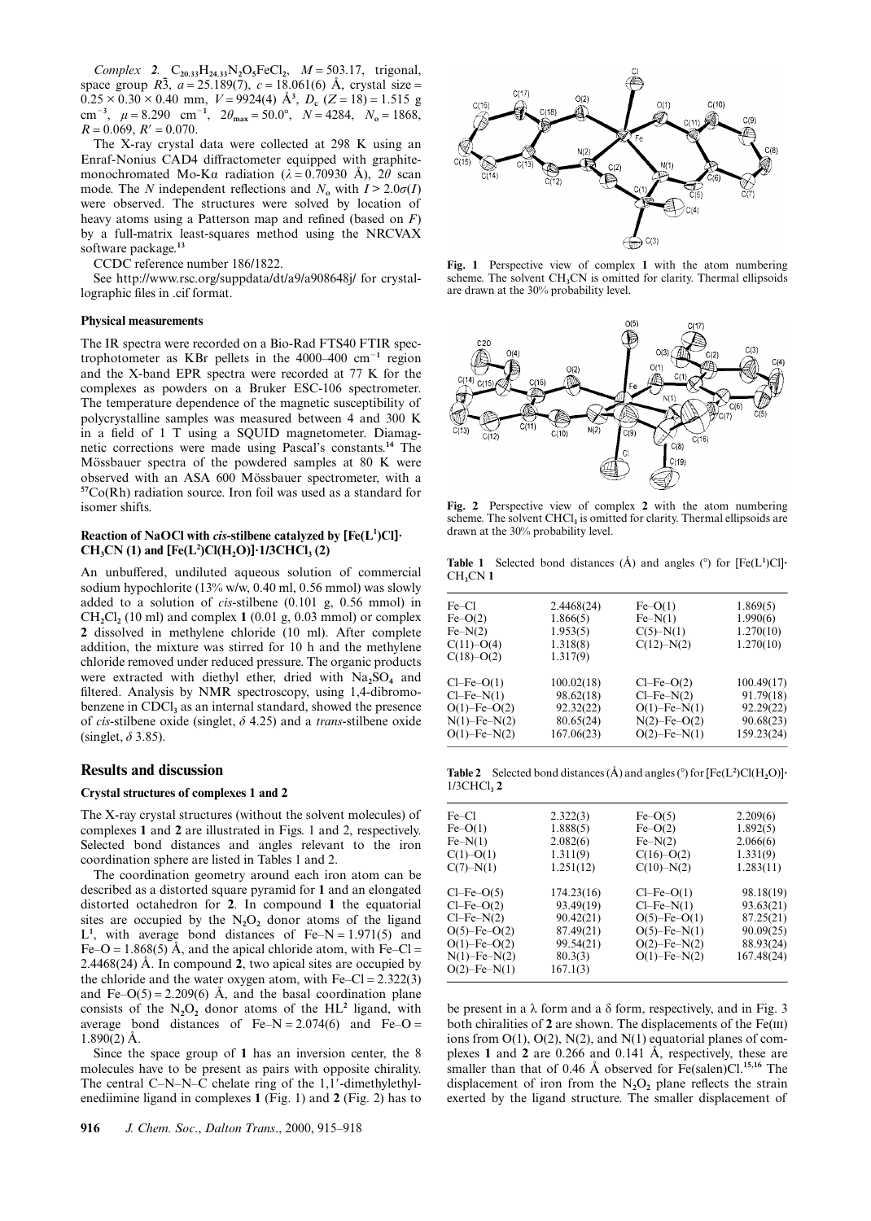*Complex* **2**. $C_{20.33}H_{24.33}N_2O_5FeCl_2$, $M = 503.17$, trigonal, space group $R\bar{3}$, $a = 25.189(7)$, $c = 18.061(6)$ Å, crystal size = $0.25 \times 0.30 \times 0.40$ mm, $V = 9924(4)$ Å$^3$, $D_c$ ($Z = 18$) = 1.515 g cm$^{-3}$, $\mu = 8.290$ cm$^{-1}$, $2\theta_{max} = 50.0°$, $N = 4284$, $N_o = 1868$, $R = 0.069$, $R' = 0.070$.

The X-ray crystal data were collected at 298 K using an Enraf-Nonius CAD4 diffractometer equipped with graphite-monochromated Mo-Kα radiation ($\lambda = 0.70930$ Å), $2\theta$ scan mode. The $N$ independent reflections and $N_o$ with $I > 2.0\sigma(I)$ were observed. The structures were solved by location of heavy atoms using a Patterson map and refined (based on $F$) by a full-matrix least-squares method using the NRCVAX software package.[13]

CCDC reference number 186/1822.

See http://www.rsc.org/suppdata/dt/a9/a908648j/ for crystallographic files in .cif format.

### Physical measurements

The IR spectra were recorded on a Bio-Rad FTS40 FTIR spectrophotometer as KBr pellets in the 4000–400 cm$^{-1}$ region and the X-band EPR spectra were recorded at 77 K for the complexes as powders on a Bruker ESC-106 spectrometer. The temperature dependence of the magnetic susceptibility of polycrystalline samples was measured between 4 and 300 K in a field of 1 T using a SQUID magnetometer. Diamagnetic corrections were made using Pascal's constants.[14] The Mössbauer spectra of the powdered samples at 80 K were observed with an ASA 600 Mössbauer spectrometer, with a $^{57}$Co(Rh) radiation source. Iron foil was used as a standard for isomer shifts.

### Reaction of NaOCl with *cis*-stilbene catalyzed by [Fe(L$^1$)Cl]·CH$_3$CN (1) and [Fe(L$^2$)Cl(H$_2$O)]·1/3CHCl$_3$ (2)

An unbuffered, undiluted aqueous solution of commercial sodium hypochlorite (13% w/w, 0.40 ml, 0.56 mmol) was slowly added to a solution of *cis*-stilbene (0.101 g, 0.56 mmol) in $CH_2Cl_2$ (10 ml) and complex **1** (0.01 g, 0.03 mmol) or complex **2** dissolved in methylene chloride (10 ml). After complete addition, the mixture was stirred for 10 h and the methylene chloride removed under reduced pressure. The organic products were extracted with diethyl ether, dried with $Na_2SO_4$ and filtered. Analysis by NMR spectroscopy, using 1,4-dibromobenzene in $CDCl_3$ as an internal standard, showed the presence of *cis*-stilbene oxide (singlet, $\delta$ 4.25) and a *trans*-stilbene oxide (singlet, $\delta$ 3.85).

## Results and discussion

### Crystal structures of complexes 1 and 2

The X-ray crystal structures (without the solvent molecules) of complexes **1** and **2** are illustrated in Figs. 1 and 2, respectively. Selected bond distances and angles relevant to the iron coordination sphere are listed in Tables 1 and 2.

The coordination geometry around each iron atom can be described as a distorted square pyramid for **1** and an elongated distorted octahedron for **2**. In compound **1** the equatorial sites are occupied by the $N_2O_2$ donor atoms of the ligand L$^1$, with average bond distances of Fe–N = 1.971(5) and Fe–O = 1.868(5) Å, and the apical chloride atom, with Fe–Cl = 2.4468(24) Å. In compound **2**, two apical sites are occupied by the chloride and the water oxygen atom, with Fe–Cl = 2.322(3) and Fe–O(5) = 2.209(6) Å, and the basal coordination plane consists of the $N_2O_2$ donor atoms of the HL$^2$ ligand, with average bond distances of Fe–N = 2.074(6) and Fe–O = 1.890(2) Å.

Since the space group of **1** has an inversion center, the 8 molecules have to be present as pairs with opposite chirality. The central C–N–N–C chelate ring of the 1,1′-dimethylethylenediimine ligand in complexes **1** (Fig. 1) and **2** (Fig. 2) has to be present in a λ form and a δ form, respectively, and in Fig. 3 both chiralities of **2** are shown. The displacements of the Fe(III) ions from O(1), O(2), N(2), and N(1) equatorial planes of complexes **1** and **2** are 0.266 and 0.141 Å, respectively, these are smaller than that of 0.46 Å observed for Fe(salen)Cl.[15,16] The displacement of iron from the $N_2O_2$ plane reflects the strain exerted by the ligand structure. The smaller displacement of

**Fig. 1** Perspective view of complex **1** with the atom numbering scheme. The solvent $CH_3CN$ is omitted for clarity. Thermal ellipsoids are drawn at the 30% probability level.

**Fig. 2** Perspective view of complex **2** with the atom numbering scheme. The solvent $CHCl_3$ is omitted for clarity. Thermal ellipsoids are drawn at the 30% probability level.

**Table 1** Selected bond distances (Å) and angles (°) for [Fe(L$^1$)Cl]·CH$_3$CN **1**

| | | | |
|---|---|---|---|
| Fe–Cl | 2.4468(24) | Fe–O(1) | 1.869(5) |
| Fe–O(2) | 1.866(5) | Fe–N(1) | 1.990(6) |
| Fe–N(2) | 1.953(5) | C(5)–N(1) | 1.270(10) |
| C(11)–O(4) | 1.318(8) | C(12)–N(2) | 1.270(10) |
| C(18)–O(2) | 1.317(9) | | |
| Cl–Fe–O(1) | 100.02(18) | Cl–Fe–O(2) | 100.49(17) |
| Cl–Fe–N(1) | 98.62(18) | Cl–Fe–N(2) | 91.79(18) |
| O(1)–Fe–O(2) | 92.32(22) | O(1)–Fe–N(1) | 92.29(22) |
| N(1)–Fe–N(2) | 80.65(24) | N(2)–Fe–O(2) | 90.68(23) |
| O(1)–Fe–N(2) | 167.06(23) | O(2)–Fe–N(1) | 159.23(24) |

**Table 2** Selected bond distances (Å) and angles (°) for [Fe(L$^2$)Cl(H$_2$O)]·1/3CHCl$_3$ **2**

| | | | |
|---|---|---|---|
| Fe–Cl | 2.322(3) | Fe–O(5) | 2.209(6) |
| Fe–O(1) | 1.888(5) | Fe–O(2) | 1.892(5) |
| Fe–N(1) | 2.082(6) | Fe–N(2) | 2.066(6) |
| C(1)–O(1) | 1.311(9) | C(16)–O(2) | 1.331(9) |
| C(7)–N(1) | 1.251(12) | C(10)–N(2) | 1.283(11) |
| Cl–Fe–O(5) | 174.23(16) | Cl–Fe–O(1) | 98.18(19) |
| Cl–Fe–O(2) | 93.49(19) | Cl–Fe–N(1) | 93.63(21) |
| Cl–Fe–N(2) | 90.42(21) | O(5)–Fe–O(1) | 87.25(21) |
| O(5)–Fe–O(2) | 87.49(21) | O(5)–Fe–N(1) | 90.09(25) |
| O(1)–Fe–O(2) | 99.54(21) | O(2)–Fe–N(2) | 88.93(24) |
| N(1)–Fe–N(2) | 80.3(3) | O(1)–Fe–N(2) | 167.48(24) |
| O(2)–Fe–N(1) | 167.1(3) | | |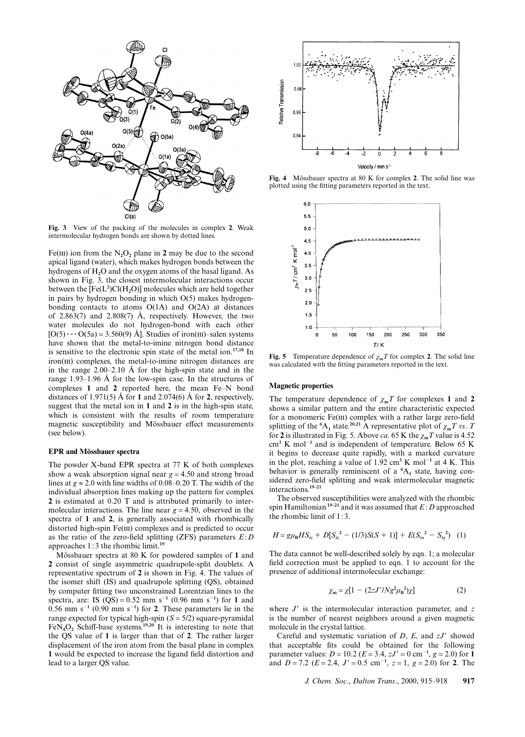Cl

Fe

O(1)

O(3)

O(2)

O(4)

O(4a)

O(5)

O(5a)

O(2a)

O(3a)

O(1a)

Cl(a)

**Fig. 3** View of the packing of the molecules in complex **2**. Weak intermolecular hydrogen bonds are shown by dotted lines.

Fe(III) ion from the $N_2O_2$ plane in **2** may be due to the second apical ligand (water), which makes hydrogen bonds between the hydrogens of $H_2O$ and the oxygen atoms of the basal ligand. As shown in Fig. 3, the closest intermolecular interactions occur between the $[Fe(L^2)Cl(H_2O)]$ molecules which are held together in pairs by hydrogen bonding in which O(5) makes hydrogen-bonding contacts to atoms O(1A) and O(2A) at distances of 2.863(7) and 2.808(7) Å, respectively. However, the two water molecules do not hydrogen-bond with each other [O(5) ··· O(5a) = 3.560(9) Å]. Studies of iron(III)–salen systems have shown that the metal-to-imine nitrogen bond distance is sensitive to the electronic spin state of the metal ion.[17,18] In iron(III) complexes, the metal-to-imine nitrogen distances are in the range 2.00–2.10 Å for the high-spin state and in the range 1.93–1.96 Å for the low-spin case. In the structures of complexes **1** and **2** reported here, the mean Fe–N bond distances of 1.971(5) Å for **1** and 2.074(6) Å for **2**, respectively, suggest that the metal ion in **1** and **2** is in the high-spin state, which is consistent with the results of room temperature magnetic susceptibility and Mössbauer effect measurements (see below).

### EPR and Mössbauer spectra

The powder X-band EPR spectra at 77 K of both complexes show a weak absorption signal near $g = 4.50$ and strong broad lines at $g \approx 2.0$ with line widths of 0.08–0.20 T. The width of the individual absorption lines making up the pattern for complex **2** is estimated at 0.20 T and is attributed primarily to intermolecular interactions. The line near $g = 4.50$, observed in the spectra of **1** and **2**, is generally associated with rhombically distorted high-spin Fe(III) complexes and is predicted to occur as the ratio of the zero-field splitting (ZFS) parameters $E:D$ approaches 1 : 3 the rhombic limit.[19]

Mössbauer spectra at 80 K for powdered samples of **1** and **2** consist of single asymmetric quadrupole-split doublets. A representative spectrum of **2** is shown in Fig. 4. The values of the isomer shift (IS) and quadrupole splitting (QS), obtained by computer fitting two unconstrained Lorentzian lines to the spectra, are: IS (QS) = 0.52 mm s$^{-1}$ (0.96 mm s$^{-1}$) for **1** and 0.56 mm s$^{-1}$ (0.90 mm s$^{-1}$) for **2**. These parameters lie in the range expected for typical high-spin ($S = 5/2$) square-pyramidal $FeN_4O_2$ Schiff-base systems.[19,20] It is interesting to note that the QS value of **1** is larger than that of **2**. The rather larger displacement of the iron atom from the basal plane in complex **1** would be expected to increase the ligand field distortion and lead to a larger QS value.

Relative Transmission

1.00

0.98

0.96

0.94

-8 -6 -4 -2 0 2 4 6 8

Velocity / mm s$^{-1}$

**Fig. 4** Mössbauer spectra at 80 K for complex **2**. The solid line was plotted using the fitting parameters reported in the text.

$\chi_m T$ / cm$^3$ K mol$^{-1}$

6.0
5.5
5.0
4.5
4.0
3.5
3.0
2.5
2.0
1.5
1.0

0 50 100 150 200 250 300 350

$T$/ K

**Fig. 5** Temperature dependence of $\chi_m T$ for complex **2**. The solid line was calculated with the fitting parameters reported in the text.

### Magnetic properties

The temperature dependence of $\chi_m T$ for complexes **1** and **2** shows a similar pattern and the entire characteristic expected for a monomeric Fe(III) complex with a rather large zero-field splitting of the $^6A_1$ state.[20,21] A representative plot of $\chi_m T$ *vs.* $T$ for **2** is illustrated in Fig. 5. Above *ca.* 65 K the $\chi_m T$ value is 4.52 cm$^3$ K mol$^{-1}$ and is independent of temperature. Below 65 K it begins to decrease quite rapidly, with a marked curvature in the plot, reaching a value of 1.92 cm$^3$ K mol$^{-1}$ at 4 K. This behavior is generally reminiscent of a $^6A_1$ state, having considered zero-field splitting and weak intermolecular magnetic interactions.[19–21]

The observed susceptibilities were analyzed with the rhombic spin Hamiltonian[19–21] and it was assumed that $E:D$ approached the rhombic limit of 1 : 3.

$$H = g\mu_B H S_z + D[S_z^2 - (1/3)S(S+1)] + E(S_x^2 - S_y^2) \quad (1)$$

The data cannot be well-described solely by eqn. 1; a molecular field correction must be applied to eqn. 1 to account for the presence of additional intermolecular exchange:

$$\chi_m = \chi[1 - (2zJ'/Ng^2\mu_B^2)\chi] \quad (2)$$

where $J'$ is the intermolecular interaction parameter, and $z$ is the number of nearest neighbors around a given magnetic molecule in the crystal lattice.

Careful and systematic variation of $D$, $E$, and $zJ'$ showed that acceptable fits could be obtained for the following parameter values: $D = 10.2$ ($E = 3.4$, $zJ' = 0$ cm$^{-1}$, $g = 2.0$) for **1** and $D = 7.2$ ($E = 2.4$, $J' = 0.5$ cm$^{-1}$, $z = 1$, $g = 2.0$) for **2**. The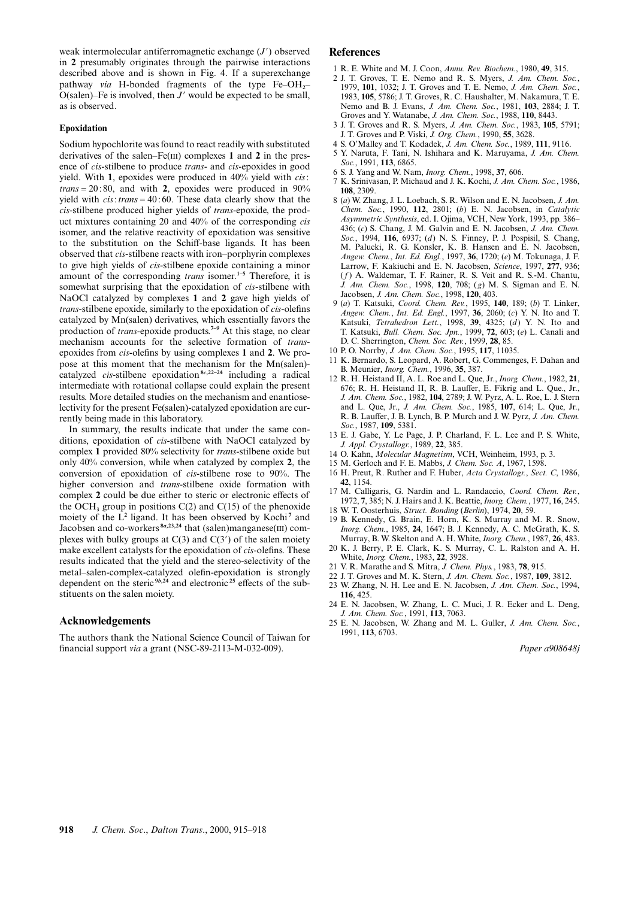weak intermolecular antiferromagnetic exchange ($J'$) observed in **2** presumably originates through the pairwise interactions described above and is shown in Fig. 4. If a superexchange pathway *via* H-bonded fragments of the type Fe–$OH_2$–O(salen)–Fe is involved, then $J'$ would be expected to be small, as is observed.

### Epoxidation

Sodium hypochlorite was found to react readily with substituted derivatives of the salen–Fe(III) complexes **1** and **2** in the presence of *cis*-stilbene to produce *trans*- and *cis*-epoxides in good yield. With **1**, epoxides were produced in 40% yield with *cis* : *trans* = 20 : 80, and with **2**, epoxides were produced in 90% yield with *cis* : *trans* = 40 : 60. These data clearly show that the *cis*-stilbene produced higher yields of *trans*-epoxide, the product mixtures containing 20 and 40% of the corresponding *cis* isomer, and the relative reactivity of epoxidation was sensitive to the substitution on the Schiff-base ligands. It has been observed that *cis*-stilbene reacts with iron–porphyrin complexes to give high yields of *cis*-stilbene epoxide containing a minor amount of the corresponding *trans* isomer.[1–5] Therefore, it is somewhat surprising that the epoxidation of *cis*-stilbene with NaOCl catalyzed by complexes **1** and **2** gave high yields of *trans*-stilbene epoxide, similarly to the epoxidation of *cis*-olefins catalyzed by Mn(salen) derivatives, which essentially favors the production of *trans*-epoxide products.[7–9] At this stage, no clear mechanism accounts for the selective formation of *trans*-epoxides from *cis*-olefins by using complexes **1** and **2**. We propose at this moment that the mechanism for the Mn(salen)-catalyzed *cis*-stilbene epoxidation[8c,22–24] including a radical intermediate with rotational collapse could explain the present results. More detailed studies on the mechanism and enantioselectivity for the present Fe(salen)-catalyzed epoxidation are currently being made in this laboratory.

In summary, the results indicate that under the same conditions, epoxidation of *cis*-stilbene with NaOCl catalyzed by complex **1** provided 80% selectivity for *trans*-stilbene oxide but only 40% conversion, while when catalyzed by complex **2**, the conversion of epoxidation of *cis*-stilbene rose to 90%. The higher conversion and *trans*-stilbene oxide formation with complex **2** could be due either to steric or electronic effects of the $OCH_3$ group in positions C(2) and C(15) of the phenoxide moiety of the $L^2$ ligand. It has been observed by Kochi[7] and Jacobsen and co-workers[8a,23,24] that (salen)manganese(III) complexes with bulky groups at C(3) and C(3′) of the salen moiety make excellent catalysts for the epoxidation of *cis*-olefins. These results indicated that the yield and the stereo-selectivity of the metal–salen-complex-catalyzed olefin-epoxidation is strongly dependent on the steric[9b,24] and electronic[25] effects of the substituents on the salen moiety.

## Acknowledgements

The authors thank the National Science Council of Taiwan for financial support *via* a grant (NSC-89-2113-M-032-009).

## References

1. R. E. White and M. J. Coon, *Annu. Rev. Biochem.*, 1980, **49**, 315.
2. J. T. Groves, T. E. Nemo and R. S. Myers, *J. Am. Chem. Soc.*, 1979, **101**, 1032; J. T. Groves and T. E. Nemo, *J. Am. Chem. Soc.*, 1983, **105**, 5786; J. T. Groves, R. C. Haushalter, M. Nakamura, T. E. Nemo and B. J. Evans, *J. Am. Chem. Soc.*, 1981, **103**, 2884; J. T. Groves and Y. Watanabe, *J. Am. Chem. Soc.*, 1988, **110**, 8443.
3. J. T. Groves and R. S. Myers, *J. Am. Chem. Soc.*, 1983, **105**, 5791; J. T. Groves and P. Viski, *J. Org. Chem.*, 1990, **55**, 3628.
4. S. O'Malley and T. Kodadek, *J. Am. Chem. Soc.*, 1989, **111**, 9116.
5. Y. Naruta, F. Tani, N. Ishihara and K. Maruyama, *J. Am. Chem. Soc.*, 1991, **113**, 6865.
6. S. J. Yang and W. Nam, *Inorg. Chem.*, 1998, **37**, 606.
7. K. Srinivasan, P. Michaud and J. K. Kochi, *J. Am. Chem. Soc.*, 1986, **108**, 2309.
8. (*a*) W. Zhang, J. L. Loebach, S. R. Wilson and E. N. Jacobsen, *J. Am. Chem. Soc.*, 1990, **112**, 2801; (*b*) E. N. Jacobsen, in *Catalytic Asymmetric Synthesis*, ed. I. Ojima, VCH, New York, 1993, pp. 386–436; (*c*) S. Chang, J. M. Galvin and E. N. Jacobsen, *J. Am. Chem. Soc.*, 1994, **116**, 6937; (*d*) N. S. Finney, P. J. Pospisil, S. Chang, M. Palucki, R. G. Konsler, K. B. Hansen and E. N. Jacobsen, *Angew. Chem., Int. Ed. Engl.*, 1997, **36**, 1720; (*e*) M. Tokunaga, J. F. Larrow, F. Kakiuchi and E. N. Jacobsen, *Science*, 1997, **277**, 936; (*f*) A. Waldemar, T. F. Rainer, R. S. Veit and R. S.-M. Chantu, *J. Am. Chem. Soc.*, 1998, **120**, 708; (*g*) M. S. Sigman and E. N. Jacobsen, *J. Am. Chem. Soc.*, 1998, **120**, 403.
9. (*a*) T. Katsuki, *Coord. Chem. Rev.*, 1995, **140**, 189; (*b*) T. Linker, *Angew. Chem., Int. Ed. Engl.*, 1997, **36**, 2060; (*c*) Y. N. Ito and T. Katsuki, *Tetrahedron Lett.*, 1998, **39**, 4325; (*d*) Y. N. Ito and T. Katsuki, *Bull. Chem. Soc. Jpn.*, 1999, **72**, 603; (*e*) L. Canali and D. C. Sherrington, *Chem. Soc. Rev.*, 1999, **28**, 85.
10. P. O. Norrby, *J. Am. Chem. Soc.*, 1995, **117**, 11035.
11. K. Bernardo, S. Leopard, A. Robert, G. Commenges, F. Dahan and B. Meunier, *Inorg. Chem.*, 1996, **35**, 387.
12. R. H. Heistand II, A. L. Roe and L. Que, Jr., *Inorg. Chem.*, 1982, **21**, 676; R. H. Heistand II, R. B. Lauffer, E. Fikrig and L. Que, Jr., *J. Am. Chem. Soc.*, 1982, **104**, 2789; J. W. Pyrz, A. L. Roe, L. J. Stern and L. Que, Jr., *J. Am. Chem. Soc.*, 1985, **107**, 614; L. Que, Jr., R. B. Lauffer, J. B. Lynch, B. P. Murch and J. W. Pyrz, *J. Am. Chem. Soc.*, 1987, **109**, 5381.
13. E. J. Gabe, Y. Le Page, J. P. Charland, F. L. Lee and P. S. White, *J. Appl. Crystallogr.*, 1989, **22**, 385.
14. O. Kahn, *Molecular Magnetism*, VCH, Weinheim, 1993, p. 3.
15. M. Gerloch and F. E. Mabbs, *J. Chem. Soc. A*, 1967, 1598.
16. H. Preut, R. Ruther and F. Huber, *Acta Crystallogr., Sect. C*, 1986, **42**, 1154.
17. M. Calligaris, G. Nardin and L. Randaccio, *Coord. Chem. Rev.*, 1972, **7**, 385; N. J. Hairs and J. K. Beattie, *Inorg. Chem.*, 1977, **16**, 245.
18. W. T. Oosterhuis, *Struct. Bonding (Berlin)*, 1974, **20**, 59.
19. B. Kennedy, G. Brain, E. Horn, K. S. Murray and M. R. Snow, *Inorg. Chem.*, 1985, **24**, 1647; B. J. Kennedy, A. C. McGrath, K. S. Murray, B. W. Skelton and A. H. White, *Inorg. Chem.*, 1987, **26**, 483.
20. K. J. Berry, P. E. Clark, K. S. Murray, C. L. Ralston and A. H. White, *Inorg. Chem.*, 1983, **22**, 3928.
21. V. R. Marathe and S. Mitra, *J. Chem. Phys.*, 1983, **78**, 915.
22. J. T. Groves and M. K. Stern, *J. Am. Chem. Soc.*, 1987, **109**, 3812.
23. W. Zhang, N. H. Lee and E. N. Jacobsen, *J. Am. Chem. Soc.*, 1994, **116**, 425.
24. E. N. Jacobsen, W. Zhang, L. C. Muci, J. R. Ecker and L. Deng, *J. Am. Chem. Soc.*, 1991, **113**, 7063.
25. E. N. Jacobsen, W. Zhang and M. L. Guller, *J. Am. Chem. Soc.*, 1991, **113**, 6703.

*Paper a908648j*